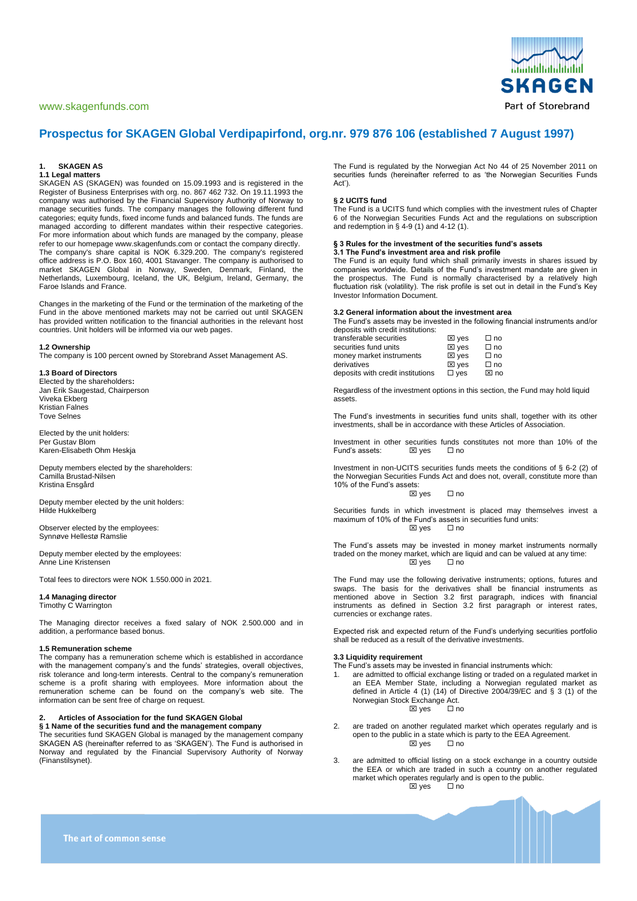www.skagenfunds.com

# Prospectus for SKAGEN Global Verdipapirfond, org.nr. 979 876 106 (established 7 August 1997)

## 1. SKAGEN AS

### 1.1 Legal matters

SKAGEN AS (SKAGEN) was founded on 15.09.1993 and is registered in the Register of Business Enterprises with org. no. 867 462 732. On 19.11.1993 the company was authorised by the Financial Supervisory Authority of Norway to manage securities funds. The company manages the following different fund categories; equity funds, fixed income funds and balanced funds. The funds are managed according to different mandates within their respective categories. For more information about which funds are managed by the company, please refer to our homepage www.skagenfunds.com or contact the company directly. The company's share capital is NOK 6.329.200. The company's registered office address is P.O. Box 160, 4001 Stavanger. The company is authorised to market SKAGEN Global in Norway, Sweden, Denmark, Finland, the Netherlands, Luxembourg, Iceland, the UK, Belgium, Ireland, Germany, the Faroe Islands and France.

Changes in the marketing of the Fund or the termination of the marketing of the Fund in the above mentioned markets may not be carried out until SKAGEN has provided written notification to the financial authorities in the relevant host countries. Unit holders will be informed via our web pages.

### 1.2 Ownership

The company is 100 percent owned by Storebrand Asset Management AS.

### 1.3 Board of Directors

Elected by the shareholders**:**
Jan Erik Saugestad, Chairperson
Viveka Ekberg
Kristian Falnes
Tove Selnes

Elected by the unit holders:
Per Gustav Blom
Karen-Elisabeth Ohm Heskja

Deputy members elected by the shareholders:
Camilla Brustad-Nilsen
Kristina Ensgård

Deputy member elected by the unit holders:
Hilde Hukkelberg

Observer elected by the employees:
Synnøve Hellestø Ramslie

Deputy member elected by the employees:
Anne Line Kristensen

Total fees to directors were NOK 1.550.000 in 2021.

### 1.4 Managing director

Timothy C Warrington

The Managing director receives a fixed salary of NOK 2.500.000 and in addition, a performance based bonus.

### 1.5 Remuneration scheme

The company has a remuneration scheme which is established in accordance with the management company's and the funds' strategies, overall objectives, risk tolerance and long-term interests. Central to the company's remuneration scheme is a profit sharing with employees. More information about the remuneration scheme can be found on the company's web site. The information can be sent free of charge on request.

## 2. Articles of Association for the fund SKAGEN Global

### § 1 Name of the securities fund and the management company

The securities fund SKAGEN Global is managed by the management company SKAGEN AS (hereinafter referred to as 'SKAGEN'). The Fund is authorised in Norway and regulated by the Financial Supervisory Authority of Norway (Finanstilsynet).

The Fund is regulated by the Norwegian Act No 44 of 25 November 2011 on securities funds (hereinafter referred to as 'the Norwegian Securities Funds Act').

### § 2 UCITS fund

The Fund is a UCITS fund which complies with the investment rules of Chapter 6 of the Norwegian Securities Funds Act and the regulations on subscription and redemption in § 4-9 (1) and 4-12 (1).

### § 3 Rules for the investment of the securities fund's assets

#### 3.1 The Fund's investment area and risk profile

The Fund is an equity fund which shall primarily invests in shares issued by companies worldwide. Details of the Fund's investment mandate are given in the prospectus. The Fund is normally characterised by a relatively high fluctuation risk (volatility). The risk profile is set out in detail in the Fund's Key Investor Information Document.

#### 3.2 General information about the investment area

The Fund's assets may be invested in the following financial instruments and/or deposits with credit institutions:

| | | |
|---|---|---|
| transferable securities | ☒ yes | ☐ no |
| securities fund units | ☒ yes | ☐ no |
| money market instruments | ☒ yes | ☐ no |
| derivatives | ☒ yes | ☐ no |
| deposits with credit institutions | ☐ yes | ☒ no |

Regardless of the investment options in this section, the Fund may hold liquid assets.

The Fund's investments in securities fund units shall, together with its other investments, shall be in accordance with these Articles of Association.

Investment in other securities funds constitutes not more than 10% of the Fund's assets: ☒ yes ☐ no

Investment in non-UCITS securities funds meets the conditions of § 6-2 (2) of the Norwegian Securities Funds Act and does not, overall, constitute more than 10% of the Fund's assets:
☒ yes ☐ no

Securities funds in which investment is placed may themselves invest a maximum of 10% of the Fund's assets in securities fund units:
☒ yes ☐ no

The Fund's assets may be invested in money market instruments normally traded on the money market, which are liquid and can be valued at any time:
☒ yes ☐ no

The Fund may use the following derivative instruments; options, futures and swaps. The basis for the derivatives shall be financial instruments as mentioned above in Section 3.2 first paragraph, indices with financial instruments as defined in Section 3.2 first paragraph or interest rates, currencies or exchange rates.

Expected risk and expected return of the Fund's underlying securities portfolio shall be reduced as a result of the derivative investments.

#### 3.3 Liquidity requirement

The Fund's assets may be invested in financial instruments which:

1. are admitted to official exchange listing or traded on a regulated market in an EEA Member State, including a Norwegian regulated market as defined in Article 4 (1) (14) of Directive 2004/39/EC and § 3 (1) of the Norwegian Stock Exchange Act.
   ☒ yes ☐ no

2. are traded on another regulated market which operates regularly and is open to the public in a state which is party to the EEA Agreement.
   ☒ yes ☐ no

3. are admitted to official listing on a stock exchange in a country outside the EEA or which are traded in such a country on another regulated market which operates regularly and is open to the public.
   ☒ yes ☐ no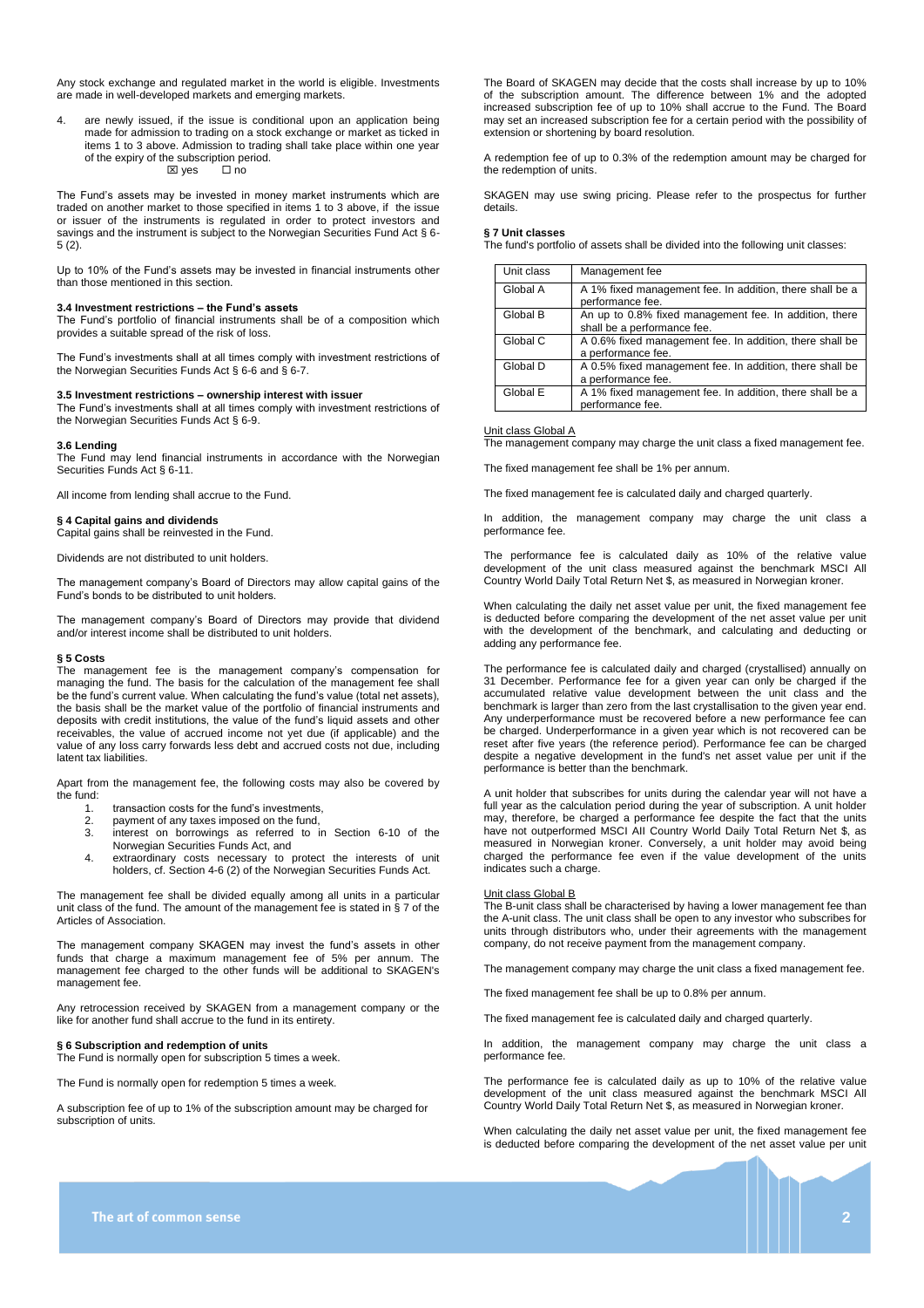Any stock exchange and regulated market in the world is eligible. Investments are made in well-developed markets and emerging markets.

4. are newly issued, if the issue is conditional upon an application being made for admission to trading on a stock exchange or market as ticked in items 1 to 3 above. Admission to trading shall take place within one year of the expiry of the subscription period.
☒ yes ☐ no

The Fund's assets may be invested in money market instruments which are traded on another market to those specified in items 1 to 3 above, if the issue or issuer of the instruments is regulated in order to protect investors and savings and the instrument is subject to the Norwegian Securities Fund Act § 6-5 (2).

Up to 10% of the Fund's assets may be invested in financial instruments other than those mentioned in this section.

**3.4 Investment restrictions – the Fund's assets**
The Fund's portfolio of financial instruments shall be of a composition which provides a suitable spread of the risk of loss.

The Fund's investments shall at all times comply with investment restrictions of the Norwegian Securities Funds Act § 6-6 and § 6-7.

**3.5 Investment restrictions – ownership interest with issuer**
The Fund's investments shall at all times comply with investment restrictions of the Norwegian Securities Funds Act § 6-9.

**3.6 Lending**
The Fund may lend financial instruments in accordance with the Norwegian Securities Funds Act § 6-11.

All income from lending shall accrue to the Fund.

**§ 4 Capital gains and dividends**
Capital gains shall be reinvested in the Fund.

Dividends are not distributed to unit holders.

The management company's Board of Directors may allow capital gains of the Fund's bonds to be distributed to unit holders.

The management company's Board of Directors may provide that dividend and/or interest income shall be distributed to unit holders.

**§ 5 Costs**
The management fee is the management company's compensation for managing the fund. The basis for the calculation of the management fee shall be the fund's current value. When calculating the fund's value (total net assets), the basis shall be the market value of the portfolio of financial instruments and deposits with credit institutions, the value of the fund's liquid assets and other receivables, the value of accrued income not yet due (if applicable) and the value of any loss carry forwards less debt and accrued costs not due, including latent tax liabilities.

Apart from the management fee, the following costs may also be covered by the fund:

1. transaction costs for the fund's investments,
2. payment of any taxes imposed on the fund,
3. interest on borrowings as referred to in Section 6-10 of the Norwegian Securities Funds Act, and
4. extraordinary costs necessary to protect the interests of unit holders, cf. Section 4-6 (2) of the Norwegian Securities Funds Act.

The management fee shall be divided equally among all units in a particular unit class of the fund. The amount of the management fee is stated in § 7 of the Articles of Association.

The management company SKAGEN may invest the fund's assets in other funds that charge a maximum management fee of 5% per annum. The management fee charged to the other funds will be additional to SKAGEN's management fee.

Any retrocession received by SKAGEN from a management company or the like for another fund shall accrue to the fund in its entirety.

**§ 6 Subscription and redemption of units**
The Fund is normally open for subscription 5 times a week.

The Fund is normally open for redemption 5 times a week.

A subscription fee of up to 1% of the subscription amount may be charged for subscription of units.

The Board of SKAGEN may decide that the costs shall increase by up to 10% of the subscription amount. The difference between 1% and the adopted increased subscription fee of up to 10% shall accrue to the Fund. The Board may set an increased subscription fee for a certain period with the possibility of extension or shortening by board resolution.

A redemption fee of up to 0.3% of the redemption amount may be charged for the redemption of units.

SKAGEN may use swing pricing. Please refer to the prospectus for further details.

**§ 7 Unit classes**
The fund's portfolio of assets shall be divided into the following unit classes:

| Unit class | Management fee |
|---|---|
| Global A | A 1% fixed management fee. In addition, there shall be a performance fee. |
| Global B | An up to 0.8% fixed management fee. In addition, there shall be a performance fee. |
| Global C | A 0.6% fixed management fee. In addition, there shall be a performance fee. |
| Global D | A 0.5% fixed management fee. In addition, there shall be a performance fee. |
| Global E | A 1% fixed management fee. In addition, there shall be a performance fee. |

Unit class Global A
The management company may charge the unit class a fixed management fee.

The fixed management fee shall be 1% per annum.

The fixed management fee is calculated daily and charged quarterly.

In addition, the management company may charge the unit class a performance fee.

The performance fee is calculated daily as 10% of the relative value development of the unit class measured against the benchmark MSCI All Country World Daily Total Return Net $, as measured in Norwegian kroner.

When calculating the daily net asset value per unit, the fixed management fee is deducted before comparing the development of the net asset value per unit with the development of the benchmark, and calculating and deducting or adding any performance fee.

The performance fee is calculated daily and charged (crystallised) annually on 31 December. Performance fee for a given year can only be charged if the accumulated relative value development between the unit class and the benchmark is larger than zero from the last crystallisation to the given year end. Any underperformance must be recovered before a new performance fee can be charged. Underperformance in a given year which is not recovered can be reset after five years (the reference period). Performance fee can be charged despite a negative development in the fund's net asset value per unit if the performance is better than the benchmark.

A unit holder that subscribes for units during the calendar year will not have a full year as the calculation period during the year of subscription. A unit holder may, therefore, be charged a performance fee despite the fact that the units have not outperformed MSCI All Country World Daily Total Return Net $, as measured in Norwegian kroner. Conversely, a unit holder may avoid being charged the performance fee even if the value development of the units indicates such a charge.

Unit class Global B
The B-unit class shall be characterised by having a lower management fee than the A-unit class. The unit class shall be open to any investor who subscribes for units through distributors who, under their agreements with the management company, do not receive payment from the management company.

The management company may charge the unit class a fixed management fee.

The fixed management fee shall be up to 0.8% per annum.

The fixed management fee is calculated daily and charged quarterly.

In addition, the management company may charge the unit class a performance fee.

The performance fee is calculated daily as up to 10% of the relative value development of the unit class measured against the benchmark MSCI All Country World Daily Total Return Net $, as measured in Norwegian kroner.

When calculating the daily net asset value per unit, the fixed management fee is deducted before comparing the development of the net asset value per unit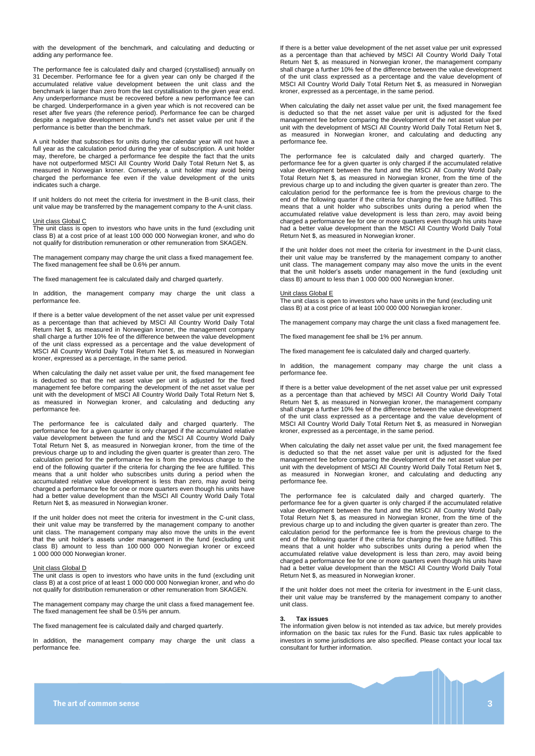with the development of the benchmark, and calculating and deducting or adding any performance fee.

The performance fee is calculated daily and charged (crystallised) annually on 31 December. Performance fee for a given year can only be charged if the accumulated relative value development between the unit class and the benchmark is larger than zero from the last crystallisation to the given year end. Any underperformance must be recovered before a new performance fee can be charged. Underperformance in a given year which is not recovered can be reset after five years (the reference period). Performance fee can be charged despite a negative development in the fund's net asset value per unit if the performance is better than the benchmark.

A unit holder that subscribes for units during the calendar year will not have a full year as the calculation period during the year of subscription. A unit holder may, therefore, be charged a performance fee despite the fact that the units have not outperformed MSCI All Country World Daily Total Return Net $, as measured in Norwegian kroner. Conversely, a unit holder may avoid being charged the performance fee even if the value development of the units indicates such a charge.

If unit holders do not meet the criteria for investment in the B-unit class, their unit value may be transferred by the management company to the A-unit class.

Unit class Global C

The unit class is open to investors who have units in the fund (excluding unit class B) at a cost price of at least 100 000 000 Norwegian kroner, and who do not qualify for distribution remuneration or other remuneration from SKAGEN.

The management company may charge the unit class a fixed management fee. The fixed management fee shall be 0.6% per annum.

The fixed management fee is calculated daily and charged quarterly.

In addition, the management company may charge the unit class a performance fee.

If there is a better value development of the net asset value per unit expressed as a percentage than that achieved by MSCI All Country World Daily Total Return Net $, as measured in Norwegian kroner, the management company shall charge a further 10% fee of the difference between the value development of the unit class expressed as a percentage and the value development of MSCI All Country World Daily Total Return Net $, as measured in Norwegian kroner, expressed as a percentage, in the same period.

When calculating the daily net asset value per unit, the fixed management fee is deducted so that the net asset value per unit is adjusted for the fixed management fee before comparing the development of the net asset value per unit with the development of MSCI All Country World Daily Total Return Net $, as measured in Norwegian kroner, and calculating and deducting any performance fee.

The performance fee is calculated daily and charged quarterly. The performance fee for a given quarter is only charged if the accumulated relative value development between the fund and the MSCI All Country World Daily Total Return Net $, as measured in Norwegian kroner, from the time of the previous charge up to and including the given quarter is greater than zero. The calculation period for the performance fee is from the previous charge to the end of the following quarter if the criteria for charging the fee are fulfilled. This means that a unit holder who subscribes units during a period when the accumulated relative value development is less than zero, may avoid being charged a performance fee for one or more quarters even though his units have had a better value development than the MSCI All Country World Daily Total Return Net $, as measured in Norwegian kroner.

If the unit holder does not meet the criteria for investment in the C-unit class, their unit value may be transferred by the management company to another unit class. The management company may also move the units in the event that the unit holder's assets under management in the fund (excluding unit class B) amount to less than 100 000 000 Norwegian kroner or exceed 1 000 000 000 Norwegian kroner.

Unit class Global D

The unit class is open to investors who have units in the fund (excluding unit class B) at a cost price of at least 1 000 000 000 Norwegian kroner, and who do not qualify for distribution remuneration or other remuneration from SKAGEN.

The management company may charge the unit class a fixed management fee. The fixed management fee shall be 0.5% per annum.

The fixed management fee is calculated daily and charged quarterly.

In addition, the management company may charge the unit class a performance fee.

If there is a better value development of the net asset value per unit expressed as a percentage than that achieved by MSCI All Country World Daily Total Return Net $, as measured in Norwegian kroner, the management company shall charge a further 10% fee of the difference between the value development of the unit class expressed as a percentage and the value development of MSCI All Country World Daily Total Return Net $, as measured in Norwegian kroner, expressed as a percentage, in the same period.

When calculating the daily net asset value per unit, the fixed management fee is deducted so that the net asset value per unit is adjusted for the fixed management fee before comparing the development of the net asset value per unit with the development of MSCI All Country World Daily Total Return Net $, as measured in Norwegian kroner, and calculating and deducting any performance fee.

The performance fee is calculated daily and charged quarterly. The performance fee for a given quarter is only charged if the accumulated relative value development between the fund and the MSCI All Country World Daily Total Return Net $, as measured in Norwegian kroner, from the time of the previous charge up to and including the given quarter is greater than zero. The calculation period for the performance fee is from the previous charge to the end of the following quarter if the criteria for charging the fee are fulfilled. This means that a unit holder who subscribes units during a period when the accumulated relative value development is less than zero, may avoid being charged a performance fee for one or more quarters even though his units have had a better value development than the MSCI All Country World Daily Total Return Net $, as measured in Norwegian kroner.

If the unit holder does not meet the criteria for investment in the D-unit class, their unit value may be transferred by the management company to another unit class. The management company may also move the units in the event that the unit holder's assets under management in the fund (excluding unit class B) amount to less than 1 000 000 000 Norwegian kroner.

Unit class Global E

The unit class is open to investors who have units in the fund (excluding unit class B) at a cost price of at least 100 000 000 Norwegian kroner.

The management company may charge the unit class a fixed management fee.

The fixed management fee shall be 1% per annum.

The fixed management fee is calculated daily and charged quarterly.

In addition, the management company may charge the unit class a performance fee.

If there is a better value development of the net asset value per unit expressed as a percentage than that achieved by MSCI All Country World Daily Total Return Net $, as measured in Norwegian kroner, the management company shall charge a further 10% fee of the difference between the value development of the unit class expressed as a percentage and the value development of MSCI All Country World Daily Total Return Net $, as measured in Norwegian kroner, expressed as a percentage, in the same period.

When calculating the daily net asset value per unit, the fixed management fee is deducted so that the net asset value per unit is adjusted for the fixed management fee before comparing the development of the net asset value per unit with the development of MSCI All Country World Daily Total Return Net $, as measured in Norwegian kroner, and calculating and deducting any performance fee.

The performance fee is calculated daily and charged quarterly. The performance fee for a given quarter is only charged if the accumulated relative value development between the fund and the MSCI All Country World Daily Total Return Net $, as measured in Norwegian kroner, from the time of the previous charge up to and including the given quarter is greater than zero. The calculation period for the performance fee is from the previous charge to the end of the following quarter if the criteria for charging the fee are fulfilled. This means that a unit holder who subscribes units during a period when the accumulated relative value development is less than zero, may avoid being charged a performance fee for one or more quarters even though his units have had a better value development than the MSCI All Country World Daily Total Return Net $, as measured in Norwegian kroner.

If the unit holder does not meet the criteria for investment in the E-unit class, their unit value may be transferred by the management company to another unit class.

## 3. Tax issues

The information given below is not intended as tax advice, but merely provides information on the basic tax rules for the Fund. Basic tax rules applicable to investors in some jurisdictions are also specified. Please contact your local tax consultant for further information.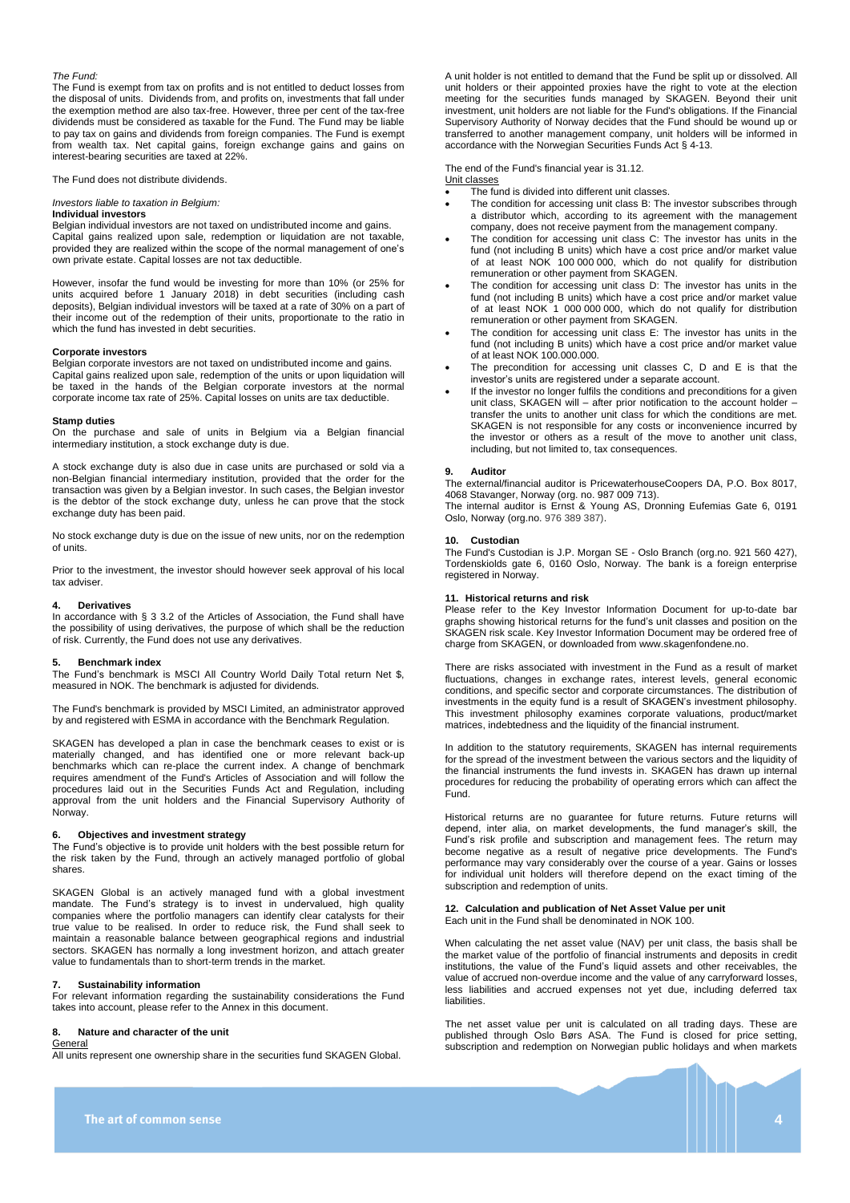*The Fund:*
The Fund is exempt from tax on profits and is not entitled to deduct losses from the disposal of units. Dividends from, and profits on, investments that fall under the exemption method are also tax-free. However, three per cent of the tax-free dividends must be considered as taxable for the Fund. The Fund may be liable to pay tax on gains and dividends from foreign companies. The Fund is exempt from wealth tax. Net capital gains, foreign exchange gains and gains on interest-bearing securities are taxed at 22%.

The Fund does not distribute dividends.

*Investors liable to taxation in Belgium:*

**Individual investors**

Belgian individual investors are not taxed on undistributed income and gains. Capital gains realized upon sale, redemption or liquidation are not taxable, provided they are realized within the scope of the normal management of one's own private estate. Capital losses are not tax deductible.

However, insofar the fund would be investing for more than 10% (or 25% for units acquired before 1 January 2018) in debt securities (including cash deposits), Belgian individual investors will be taxed at a rate of 30% on a part of their income out of the redemption of their units, proportionate to the ratio in which the fund has invested in debt securities.

**Corporate investors**

Belgian corporate investors are not taxed on undistributed income and gains. Capital gains realized upon sale, redemption of the units or upon liquidation will be taxed in the hands of the Belgian corporate investors at the normal corporate income tax rate of 25%. Capital losses on units are tax deductible.

**Stamp duties**

On the purchase and sale of units in Belgium via a Belgian financial intermediary institution, a stock exchange duty is due.

A stock exchange duty is also due in case units are purchased or sold via a non-Belgian financial intermediary institution, provided that the order for the transaction was given by a Belgian investor. In such cases, the Belgian investor is the debtor of the stock exchange duty, unless he can prove that the stock exchange duty has been paid.

No stock exchange duty is due on the issue of new units, nor on the redemption of units.

Prior to the investment, the investor should however seek approval of his local tax adviser.

## 4. Derivatives

In accordance with § 3 3.2 of the Articles of Association, the Fund shall have the possibility of using derivatives, the purpose of which shall be the reduction of risk. Currently, the Fund does not use any derivatives.

## 5. Benchmark index

The Fund's benchmark is MSCI All Country World Daily Total return Net $, measured in NOK. The benchmark is adjusted for dividends.

The Fund's benchmark is provided by MSCI Limited, an administrator approved by and registered with ESMA in accordance with the Benchmark Regulation.

SKAGEN has developed a plan in case the benchmark ceases to exist or is materially changed, and has identified one or more relevant back-up benchmarks which can re-place the current index. A change of benchmark requires amendment of the Fund's Articles of Association and will follow the procedures laid out in the Securities Funds Act and Regulation, including approval from the unit holders and the Financial Supervisory Authority of Norway.

## 6. Objectives and investment strategy

The Fund's objective is to provide unit holders with the best possible return for the risk taken by the Fund, through an actively managed portfolio of global shares.

SKAGEN Global is an actively managed fund with a global investment mandate. The Fund's strategy is to invest in undervalued, high quality companies where the portfolio managers can identify clear catalysts for their true value to be realised. In order to reduce risk, the Fund shall seek to maintain a reasonable balance between geographical regions and industrial sectors. SKAGEN has normally a long investment horizon, and attach greater value to fundamentals than to short-term trends in the market.

## 7. Sustainability information

For relevant information regarding the sustainability considerations the Fund takes into account, please refer to the Annex in this document.

## 8. Nature and character of the unit

General

All units represent one ownership share in the securities fund SKAGEN Global.

A unit holder is not entitled to demand that the Fund be split up or dissolved. All unit holders or their appointed proxies have the right to vote at the election meeting for the securities funds managed by SKAGEN. Beyond their unit investment, unit holders are not liable for the Fund's obligations. If the Financial Supervisory Authority of Norway decides that the Fund should be wound up or transferred to another management company, unit holders will be informed in accordance with the Norwegian Securities Funds Act § 4-13.

The end of the Fund's financial year is 31.12.

Unit classes

- The fund is divided into different unit classes.
- The condition for accessing unit class B: The investor subscribes through a distributor which, according to its agreement with the management company, does not receive payment from the management company.
- The condition for accessing unit class C: The investor has units in the fund (not including B units) which have a cost price and/or market value of at least NOK 100 000 000, which do not qualify for distribution remuneration or other payment from SKAGEN.
- The condition for accessing unit class D: The investor has units in the fund (not including B units) which have a cost price and/or market value of at least NOK 1 000 000 000, which do not qualify for distribution remuneration or other payment from SKAGEN.
- The condition for accessing unit class E: The investor has units in the fund (not including B units) which have a cost price and/or market value of at least NOK 100.000.000.
- The precondition for accessing unit classes C, D and E is that the investor's units are registered under a separate account.
- If the investor no longer fulfils the conditions and preconditions for a given unit class, SKAGEN will – after prior notification to the account holder – transfer the units to another unit class for which the conditions are met. SKAGEN is not responsible for any costs or inconvenience incurred by the investor or others as a result of the move to another unit class, including, but not limited to, tax consequences.

## 9. Auditor

The external/financial auditor is PricewaterhouseCoopers DA, P.O. Box 8017, 4068 Stavanger, Norway (org. no. 987 009 713).
The internal auditor is Ernst & Young AS, Dronning Eufemias Gate 6, 0191 Oslo, Norway (org.no. 976 389 387).

## 10. Custodian

The Fund's Custodian is J.P. Morgan SE - Oslo Branch (org.no. 921 560 427), Tordenskiolds gate 6, 0160 Oslo, Norway. The bank is a foreign enterprise registered in Norway.

## 11. Historical returns and risk

Please refer to the Key Investor Information Document for up-to-date bar graphs showing historical returns for the fund's unit classes and position on the SKAGEN risk scale. Key Investor Information Document may be ordered free of charge from SKAGEN, or downloaded from www.skagenfondene.no.

There are risks associated with investment in the Fund as a result of market fluctuations, changes in exchange rates, interest levels, general economic conditions, and specific sector and corporate circumstances. The distribution of investments in the equity fund is a result of SKAGEN's investment philosophy. This investment philosophy examines corporate valuations, product/market matrices, indebtedness and the liquidity of the financial instrument.

In addition to the statutory requirements, SKAGEN has internal requirements for the spread of the investment between the various sectors and the liquidity of the financial instruments the fund invests in. SKAGEN has drawn up internal procedures for reducing the probability of operating errors which can affect the Fund.

Historical returns are no guarantee for future returns. Future returns will depend, inter alia, on market developments, the fund manager's skill, the Fund's risk profile and subscription and management fees. The return may become negative as a result of negative price developments. The Fund's performance may vary considerably over the course of a year. Gains or losses for individual unit holders will therefore depend on the exact timing of the subscription and redemption of units.

## 12. Calculation and publication of Net Asset Value per unit

Each unit in the Fund shall be denominated in NOK 100.

When calculating the net asset value (NAV) per unit class, the basis shall be the market value of the portfolio of financial instruments and deposits in credit institutions, the value of the Fund's liquid assets and other receivables, the value of accrued non-overdue income and the value of any carryforward losses, less liabilities and accrued expenses not yet due, including deferred tax liabilities.

The net asset value per unit is calculated on all trading days. These are published through Oslo Børs ASA. The Fund is closed for price setting, subscription and redemption on Norwegian public holidays and when markets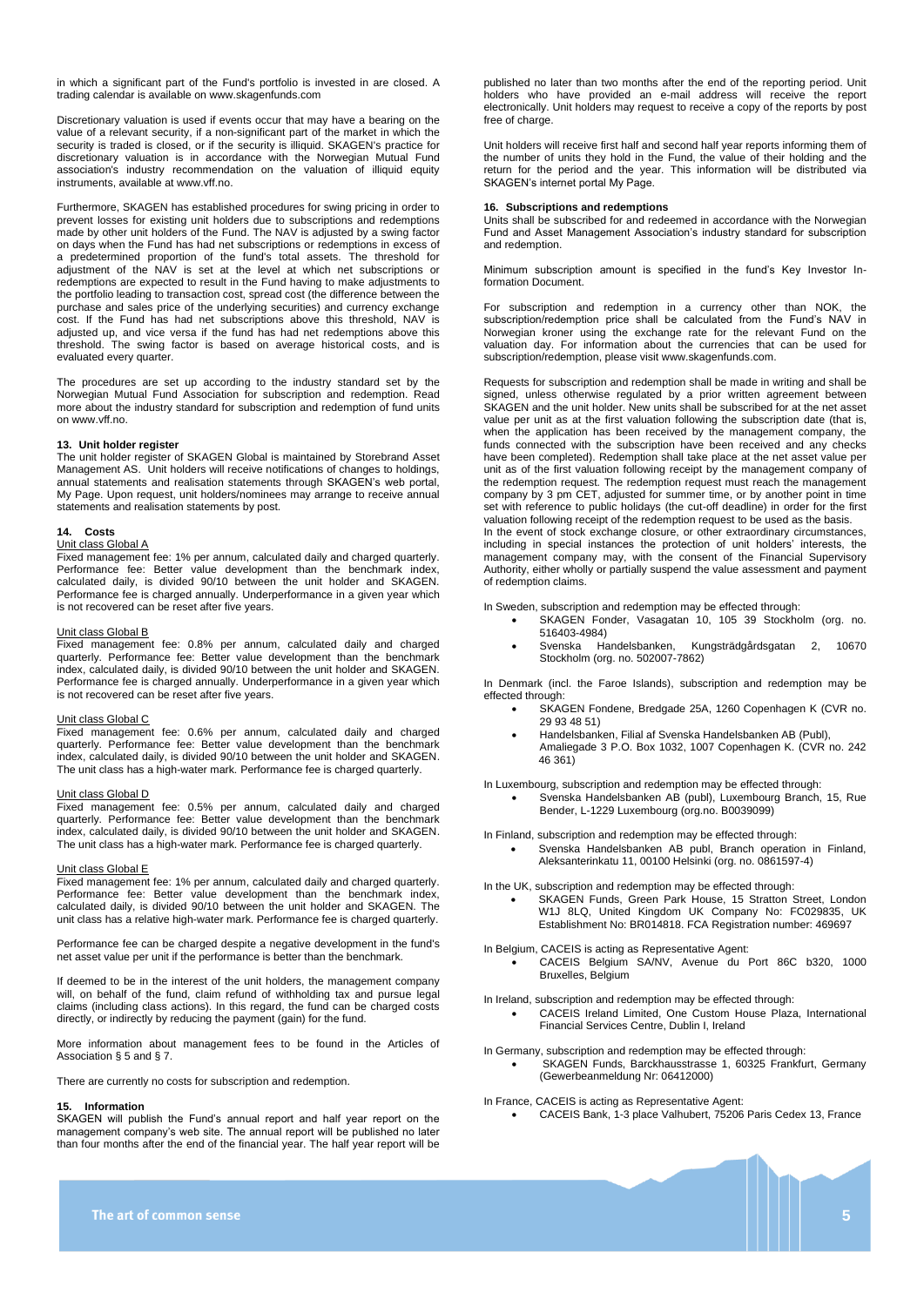in which a significant part of the Fund's portfolio is invested in are closed. A trading calendar is available on www.skagenfunds.com

Discretionary valuation is used if events occur that may have a bearing on the value of a relevant security, if a non-significant part of the market in which the security is traded is closed, or if the security is illiquid. SKAGEN's practice for discretionary valuation is in accordance with the Norwegian Mutual Fund association's industry recommendation on the valuation of illiquid equity instruments, available at www.vff.no.

Furthermore, SKAGEN has established procedures for swing pricing in order to prevent losses for existing unit holders due to subscriptions and redemptions made by other unit holders of the Fund. The NAV is adjusted by a swing factor on days when the Fund has had net subscriptions or redemptions in excess of a predetermined proportion of the fund's total assets. The threshold for adjustment of the NAV is set at the level at which net subscriptions or redemptions are expected to result in the Fund having to make adjustments to the portfolio leading to transaction cost, spread cost (the difference between the purchase and sales price of the underlying securities) and currency exchange cost. If the Fund has had net subscriptions above this threshold, NAV is adjusted up, and vice versa if the fund has had net redemptions above this threshold. The swing factor is based on average historical costs, and is evaluated every quarter.

The procedures are set up according to the industry standard set by the Norwegian Mutual Fund Association for subscription and redemption. Read more about the industry standard for subscription and redemption of fund units on www.vff.no.

#### 13. Unit holder register

The unit holder register of SKAGEN Global is maintained by Storebrand Asset Management AS. Unit holders will receive notifications of changes to holdings, annual statements and realisation statements through SKAGEN's web portal, My Page. Upon request, unit holders/nominees may arrange to receive annual statements and realisation statements by post.

#### 14. Costs

Unit class Global A

Fixed management fee: 1% per annum, calculated daily and charged quarterly. Performance fee: Better value development than the benchmark index, calculated daily, is divided 90/10 between the unit holder and SKAGEN. Performance fee is charged annually. Underperformance in a given year which is not recovered can be reset after five years.

Unit class Global B

Fixed management fee: 0.8% per annum, calculated daily and charged quarterly. Performance fee: Better value development than the benchmark index, calculated daily, is divided 90/10 between the unit holder and SKAGEN. Performance fee is charged annually. Underperformance in a given year which is not recovered can be reset after five years.

Unit class Global C

Fixed management fee: 0.6% per annum, calculated daily and charged quarterly. Performance fee: Better value development than the benchmark index, calculated daily, is divided 90/10 between the unit holder and SKAGEN. The unit class has a high-water mark. Performance fee is charged quarterly.

Unit class Global D

Fixed management fee: 0.5% per annum, calculated daily and charged quarterly. Performance fee: Better value development than the benchmark index, calculated daily, is divided 90/10 between the unit holder and SKAGEN. The unit class has a high-water mark. Performance fee is charged quarterly.

Unit class Global E

Fixed management fee: 1% per annum, calculated daily and charged quarterly. Performance fee: Better value development than the benchmark index, calculated daily, is divided 90/10 between the unit holder and SKAGEN. The unit class has a relative high-water mark. Performance fee is charged quarterly.

Performance fee can be charged despite a negative development in the fund's net asset value per unit if the performance is better than the benchmark.

If deemed to be in the interest of the unit holders, the management company will, on behalf of the fund, claim refund of withholding tax and pursue legal claims (including class actions). In this regard, the fund can be charged costs directly, or indirectly by reducing the payment (gain) for the fund.

More information about management fees to be found in the Articles of Association § 5 and § 7.

There are currently no costs for subscription and redemption.

#### 15. Information

SKAGEN will publish the Fund's annual report and half year report on the management company's web site. The annual report will be published no later than four months after the end of the financial year. The half year report will be published no later than two months after the end of the reporting period. Unit holders who have provided an e-mail address will receive the report electronically. Unit holders may request to receive a copy of the reports by post free of charge.

Unit holders will receive first half and second half year reports informing them of the number of units they hold in the Fund, the value of their holding and the return for the period and the year. This information will be distributed via SKAGEN's internet portal My Page.

#### 16. Subscriptions and redemptions

Units shall be subscribed for and redeemed in accordance with the Norwegian Fund and Asset Management Association's industry standard for subscription and redemption.

Minimum subscription amount is specified in the fund's Key Investor Information Document.

For subscription and redemption in a currency other than NOK, the subscription/redemption price shall be calculated from the Fund's NAV in Norwegian kroner using the exchange rate for the relevant Fund on the valuation day. For information about the currencies that can be used for subscription/redemption, please visit www.skagenfunds.com.

Requests for subscription and redemption shall be made in writing and shall be signed, unless otherwise regulated by a prior written agreement between SKAGEN and the unit holder. New units shall be subscribed for at the net asset value per unit as at the first valuation following the subscription date (that is, when the application has been received by the management company, the funds connected with the subscription have been received and any checks have been completed). Redemption shall take place at the net asset value per unit as of the first valuation following receipt by the management company of the redemption request. The redemption request must reach the management company by 3 pm CET, adjusted for summer time, or by another point in time set with reference to public holidays (the cut-off deadline) in order for the first valuation following receipt of the redemption request to be used as the basis.
In the event of stock exchange closure, or other extraordinary circumstances, including in special instances the protection of unit holders' interests, the management company may, with the consent of the Financial Supervisory Authority, either wholly or partially suspend the value assessment and payment of redemption claims.

In Sweden, subscription and redemption may be effected through:

- SKAGEN Fonder, Vasagatan 10, 105 39 Stockholm (org. no. 516403-4984)
- Svenska Handelsbanken, Kungsträdgårdsgatan 2, 10670 Stockholm (org. no. 502007-7862)

In Denmark (incl. the Faroe Islands), subscription and redemption may be effected through:

- SKAGEN Fondene, Bredgade 25A, 1260 Copenhagen K (CVR no. 29 93 48 51)
- Handelsbanken, Filial af Svenska Handelsbanken AB (Publ), Amaliegade 3 P.O. Box 1032, 1007 Copenhagen K. (CVR no. 242 46 361)

In Luxembourg, subscription and redemption may be effected through:

- Svenska Handelsbanken AB (publ), Luxembourg Branch, 15, Rue Bender, L-1229 Luxembourg (org.no. B0039099)

In Finland, subscription and redemption may be effected through:

- Svenska Handelsbanken AB publ, Branch operation in Finland, Aleksanterinkatu 11, 00100 Helsinki (org. no. 0861597-4)

In the UK, subscription and redemption may be effected through:

- SKAGEN Funds, Green Park House, 15 Stratton Street, London W1J 8LQ, United Kingdom UK Company No: FC029835, UK Establishment No: BR014818. FCA Registration number: 469697

In Belgium, CACEIS is acting as Representative Agent:

- CACEIS Belgium SA/NV, Avenue du Port 86C b320, 1000 Bruxelles, Belgium

In Ireland, subscription and redemption may be effected through:

- CACEIS Ireland Limited, One Custom House Plaza, International Financial Services Centre, Dublin I, Ireland

In Germany, subscription and redemption may be effected through:

- SKAGEN Funds, Barckhausstrasse 1, 60325 Frankfurt, Germany (Gewerbeanmeldung Nr: 06412000)

In France, CACEIS is acting as Representative Agent:

- CACEIS Bank, 1-3 place Valhubert, 75206 Paris Cedex 13, France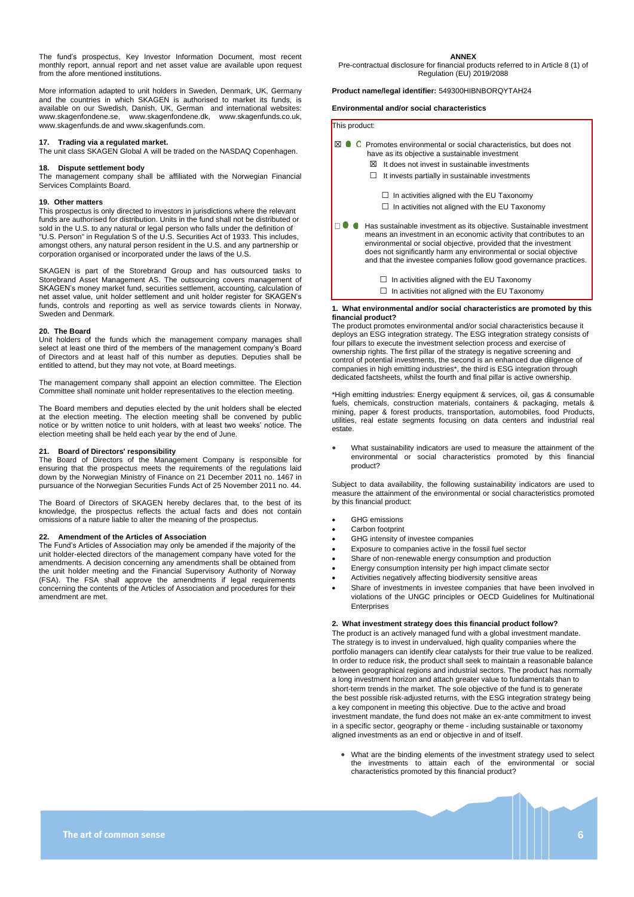The fund's prospectus, Key Investor Information Document, most recent monthly report, annual report and net asset value are available upon request from the afore mentioned institutions.

More information adapted to unit holders in Sweden, Denmark, UK, Germany and the countries in which SKAGEN is authorised to market its funds, is available on our Swedish, Danish, UK, German and international websites: www.skagenfondene.se, www.skagenfondene.dk, www.skagenfunds.co.uk, www.skagenfunds.de and www.skagenfunds.com.

### 17. Trading via a regulated market.

The unit class SKAGEN Global A will be traded on the NASDAQ Copenhagen.

### 18. Dispute settlement body

The management company shall be affiliated with the Norwegian Financial Services Complaints Board.

### 19. Other matters

This prospectus is only directed to investors in jurisdictions where the relevant funds are authorised for distribution. Units in the fund shall not be distributed or sold in the U.S. to any natural or legal person who falls under the definition of "U.S. Person" in Regulation S of the U.S. Securities Act of 1933. This includes, amongst others, any natural person resident in the U.S. and any partnership or corporation organised or incorporated under the laws of the U.S.

SKAGEN is part of the Storebrand Group and has outsourced tasks to Storebrand Asset Management AS. The outsourcing covers management of SKAGEN's money market fund, securities settlement, accounting, calculation of net asset value, unit holder settlement and unit holder register for SKAGEN's funds, controls and reporting as well as service towards clients in Norway, Sweden and Denmark.

### 20. The Board

Unit holders of the funds which the management company manages shall select at least one third of the members of the management company's Board of Directors and at least half of this number as deputies. Deputies shall be entitled to attend, but they may not vote, at Board meetings.

The management company shall appoint an election committee. The Election Committee shall nominate unit holder representatives to the election meeting.

The Board members and deputies elected by the unit holders shall be elected at the election meeting. The election meeting shall be convened by public notice or by written notice to unit holders, with at least two weeks' notice. The election meeting shall be held each year by the end of June.

### 21. Board of Directors' responsibility

The Board of Directors of the Management Company is responsible for ensuring that the prospectus meets the requirements of the regulations laid down by the Norwegian Ministry of Finance on 21 December 2011 no. 1467 in pursuance of the Norwegian Securities Funds Act of 25 November 2011 no. 44.

The Board of Directors of SKAGEN hereby declares that, to the best of its knowledge, the prospectus reflects the actual facts and does not contain omissions of a nature liable to alter the meaning of the prospectus.

### 22. Amendment of the Articles of Association

The Fund's Articles of Association may only be amended if the majority of the unit holder-elected directors of the management company have voted for the amendments. A decision concerning any amendments shall be obtained from the unit holder meeting and the Financial Supervisory Authority of Norway (FSA). The FSA shall approve the amendments if legal requirements concerning the contents of the Articles of Association and procedures for their amendment are met.

## ANNEX

Pre-contractual disclosure for financial products referred to in Article 8 (1) of Regulation (EU) 2019/2088

**Product name/legal identifier:** 549300HIBNBORQYTAH24

**Environmental and/or social characteristics**

This product:

☒ Promotes environmental or social characteristics, but does not have as its objective a sustainable investment

- ☒ It does not invest in sustainable investments
- ☐ It invests partially in sustainable investments
  - ☐ In activities aligned with the EU Taxonomy
  - ☐ In activities not aligned with the EU Taxonomy

☐ Has sustainable investment as its objective. Sustainable investment means an investment in an economic activity that contributes to an environmental or social objective, provided that the investment does not significantly harm any environmental or social objective and that the investee companies follow good governance practices.

- ☐ In activities aligned with the EU Taxonomy
- ☐ In activities not aligned with the EU Taxonomy

### 1. What environmental and/or social characteristics are promoted by this financial product?

The product promotes environmental and/or social characteristics because it deploys an ESG integration strategy. The ESG integration strategy consists of four pillars to execute the investment selection process and exercise of ownership rights. The first pillar of the strategy is negative screening and control of potential investments, the second is an enhanced due diligence of companies in high emitting industries*, the third is ESG integration through dedicated factsheets, whilst the fourth and final pillar is active ownership.

*High emitting industries: Energy equipment & services, oil, gas & consumable fuels, chemicals, construction materials, containers & packaging, metals & mining, paper & forest products, transportation, automobiles, food Products, utilities, real estate segments focusing on data centers and industrial real estate.

- What sustainability indicators are used to measure the attainment of the environmental or social characteristics promoted by this financial product?

Subject to data availability, the following sustainability indicators are used to measure the attainment of the environmental or social characteristics promoted by this financial product:

- GHG emissions
- Carbon footprint
- GHG intensity of investee companies
- Exposure to companies active in the fossil fuel sector
- Share of non-renewable energy consumption and production
- Energy consumption intensity per high impact climate sector
- Activities negatively affecting biodiversity sensitive areas
- Share of investments in investee companies that have been involved in violations of the UNGC principles or OECD Guidelines for Multinational Enterprises

### 2. What investment strategy does this financial product follow?

The product is an actively managed fund with a global investment mandate. The strategy is to invest in undervalued, high quality companies where the portfolio managers can identify clear catalysts for their true value to be realized. In order to reduce risk, the product shall seek to maintain a reasonable balance between geographical regions and industrial sectors. The product has normally a long investment horizon and attach greater value to fundamentals than to short-term trends in the market. The sole objective of the fund is to generate the best possible risk-adjusted returns, with the ESG integration strategy being a key component in meeting this objective. Due to the active and broad investment mandate, the fund does not make an ex-ante commitment to invest in a specific sector, geography or theme - including sustainable or taxonomy aligned investments as an end or objective in and of itself.

- What are the binding elements of the investment strategy used to select the investments to attain each of the environmental or social characteristics promoted by this financial product?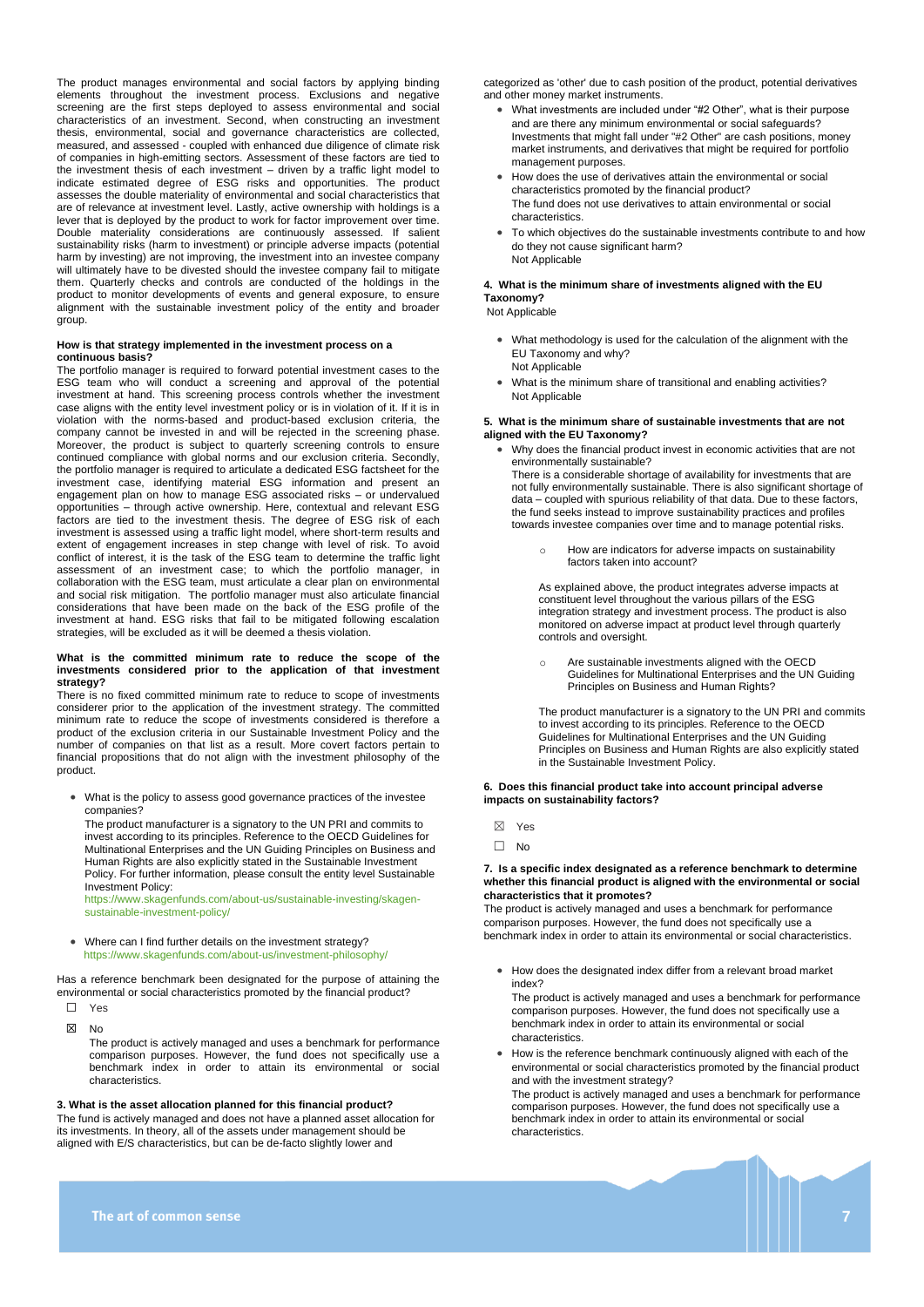The product manages environmental and social factors by applying binding elements throughout the investment process. Exclusions and negative screening are the first steps deployed to assess environmental and social characteristics of an investment. Second, when constructing an investment thesis, environmental, social and governance characteristics are collected, measured, and assessed - coupled with enhanced due diligence of climate risk of companies in high-emitting sectors. Assessment of these factors are tied to the investment thesis of each investment – driven by a traffic light model to indicate estimated degree of ESG risks and opportunities. The product assesses the double materiality of environmental and social characteristics that are of relevance at investment level. Lastly, active ownership with holdings is a lever that is deployed by the product to work for factor improvement over time. Double materiality considerations are continuously assessed. If salient sustainability risks (harm to investment) or principle adverse impacts (potential harm by investing) are not improving, the investment into an investee company will ultimately have to be divested should the investee company fail to mitigate them. Quarterly checks and controls are conducted of the holdings in the product to monitor developments of events and general exposure, to ensure alignment with the sustainable investment policy of the entity and broader group.

**How is that strategy implemented in the investment process on a continuous basis?**

The portfolio manager is required to forward potential investment cases to the ESG team who will conduct a screening and approval of the potential investment at hand. This screening process controls whether the investment case aligns with the entity level investment policy or is in violation of it. If it is in violation with the norms-based and product-based exclusion criteria, the company cannot be invested in and will be rejected in the screening phase. Moreover, the product is subject to quarterly screening controls to ensure continued compliance with global norms and our exclusion criteria. Secondly, the portfolio manager is required to articulate a dedicated ESG factsheet for the investment case, identifying material ESG information and present an engagement plan on how to manage ESG associated risks – or undervalued opportunities – through active ownership. Here, contextual and relevant ESG factors are tied to the investment thesis. The degree of ESG risk of each investment is assessed using a traffic light model, where short-term results and extent of engagement increases in step change with level of risk. To avoid conflict of interest, it is the task of the ESG team to determine the traffic light assessment of an investment case; to which the portfolio manager, in collaboration with the ESG team, must articulate a clear plan on environmental and social risk mitigation. The portfolio manager must also articulate financial considerations that have been made on the back of the ESG profile of the investment at hand. ESG risks that fail to be mitigated following escalation strategies, will be excluded as it will be deemed a thesis violation.

**What is the committed minimum rate to reduce the scope of the investments considered prior to the application of that investment strategy?**

There is no fixed committed minimum rate to reduce to scope of investments considerer prior to the application of the investment strategy. The committed minimum rate to reduce the scope of investments considered is therefore a product of the exclusion criteria in our Sustainable Investment Policy and the number of companies on that list as a result. More covert factors pertain to financial propositions that do not align with the investment philosophy of the product.

- What is the policy to assess good governance practices of the investee companies?
  The product manufacturer is a signatory to the UN PRI and commits to invest according to its principles. Reference to the OECD Guidelines for Multinational Enterprises and the UN Guiding Principles on Business and Human Rights are also explicitly stated in the Sustainable Investment Policy. For further information, please consult the entity level Sustainable Investment Policy:
  https://www.skagenfunds.com/about-us/sustainable-investing/skagen-sustainable-investment-policy/

- Where can I find further details on the investment strategy?
  https://www.skagenfunds.com/about-us/investment-philosophy/

Has a reference benchmark been designated for the purpose of attaining the environmental or social characteristics promoted by the financial product?

☐ Yes

☒ No

The product is actively managed and uses a benchmark for performance comparison purposes. However, the fund does not specifically use a benchmark index in order to attain its environmental or social characteristics.

**3. What is the asset allocation planned for this financial product?**

The fund is actively managed and does not have a planned asset allocation for its investments. In theory, all of the assets under management should be aligned with E/S characteristics, but can be de-facto slightly lower and categorized as 'other' due to cash position of the product, potential derivatives and other money market instruments.

- What investments are included under "#2 Other", what is their purpose and are there any minimum environmental or social safeguards?
  Investments that might fall under "#2 Other" are cash positions, money market instruments, and derivatives that might be required for portfolio management purposes.
- How does the use of derivatives attain the environmental or social characteristics promoted by the financial product?
  The fund does not use derivatives to attain environmental or social characteristics.
- To which objectives do the sustainable investments contribute to and how do they not cause significant harm?
  Not Applicable

**4. What is the minimum share of investments aligned with the EU Taxonomy?**

Not Applicable

- What methodology is used for the calculation of the alignment with the EU Taxonomy and why?
  Not Applicable
- What is the minimum share of transitional and enabling activities?
  Not Applicable

**5. What is the minimum share of sustainable investments that are not aligned with the EU Taxonomy?**

- Why does the financial product invest in economic activities that are not environmentally sustainable?
  There is a considerable shortage of availability for investments that are not fully environmentally sustainable. There is also significant shortage of data – coupled with spurious reliability of that data. Due to these factors, the fund seeks instead to improve sustainability practices and profiles towards investee companies over time and to manage potential risks.

  - How are indicators for adverse impacts on sustainability factors taken into account?

  As explained above, the product integrates adverse impacts at constituent level throughout the various pillars of the ESG integration strategy and investment process. The product is also monitored on adverse impact at product level through quarterly controls and oversight.

  - Are sustainable investments aligned with the OECD Guidelines for Multinational Enterprises and the UN Guiding Principles on Business and Human Rights?

  The product manufacturer is a signatory to the UN PRI and commits to invest according to its principles. Reference to the OECD Guidelines for Multinational Enterprises and the UN Guiding Principles on Business and Human Rights are also explicitly stated in the Sustainable Investment Policy.

**6. Does this financial product take into account principal adverse impacts on sustainability factors?**

☒ Yes

☐ No

**7. Is a specific index designated as a reference benchmark to determine whether this financial product is aligned with the environmental or social characteristics that it promotes?**

The product is actively managed and uses a benchmark for performance comparison purposes. However, the fund does not specifically use a benchmark index in order to attain its environmental or social characteristics.

- How does the designated index differ from a relevant broad market index?
  The product is actively managed and uses a benchmark for performance comparison purposes. However, the fund does not specifically use a benchmark index in order to attain its environmental or social characteristics.
- How is the reference benchmark continuously aligned with each of the environmental or social characteristics promoted by the financial product and with the investment strategy?
  The product is actively managed and uses a benchmark for performance comparison purposes. However, the fund does not specifically use a benchmark index in order to attain its environmental or social characteristics.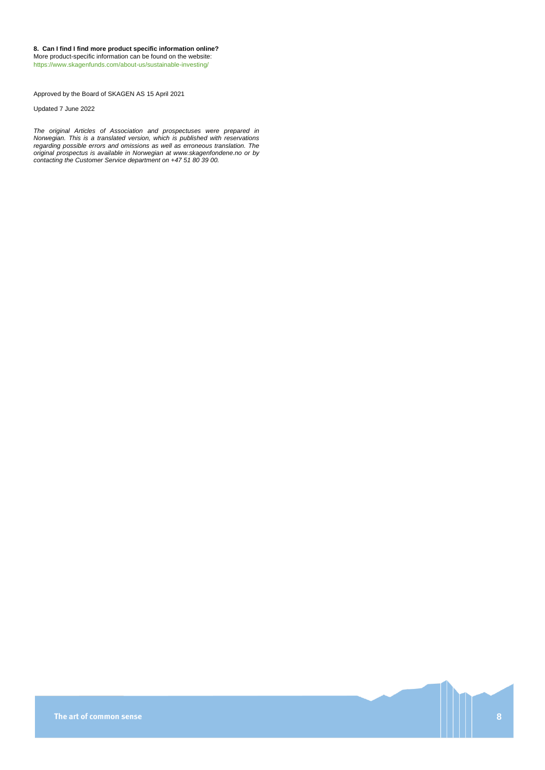**8. Can I find I find more product specific information online?**
More product-specific information can be found on the website:
https://www.skagenfunds.com/about-us/sustainable-investing/

Approved by the Board of SKAGEN AS 15 April 2021

Updated 7 June 2022

*The original Articles of Association and prospectuses were prepared in Norwegian. This is a translated version, which is published with reservations regarding possible errors and omissions as well as erroneous translation. The original prospectus is available in Norwegian at www.skagenfondene.no or by contacting the Customer Service department on +47 51 80 39 00.*